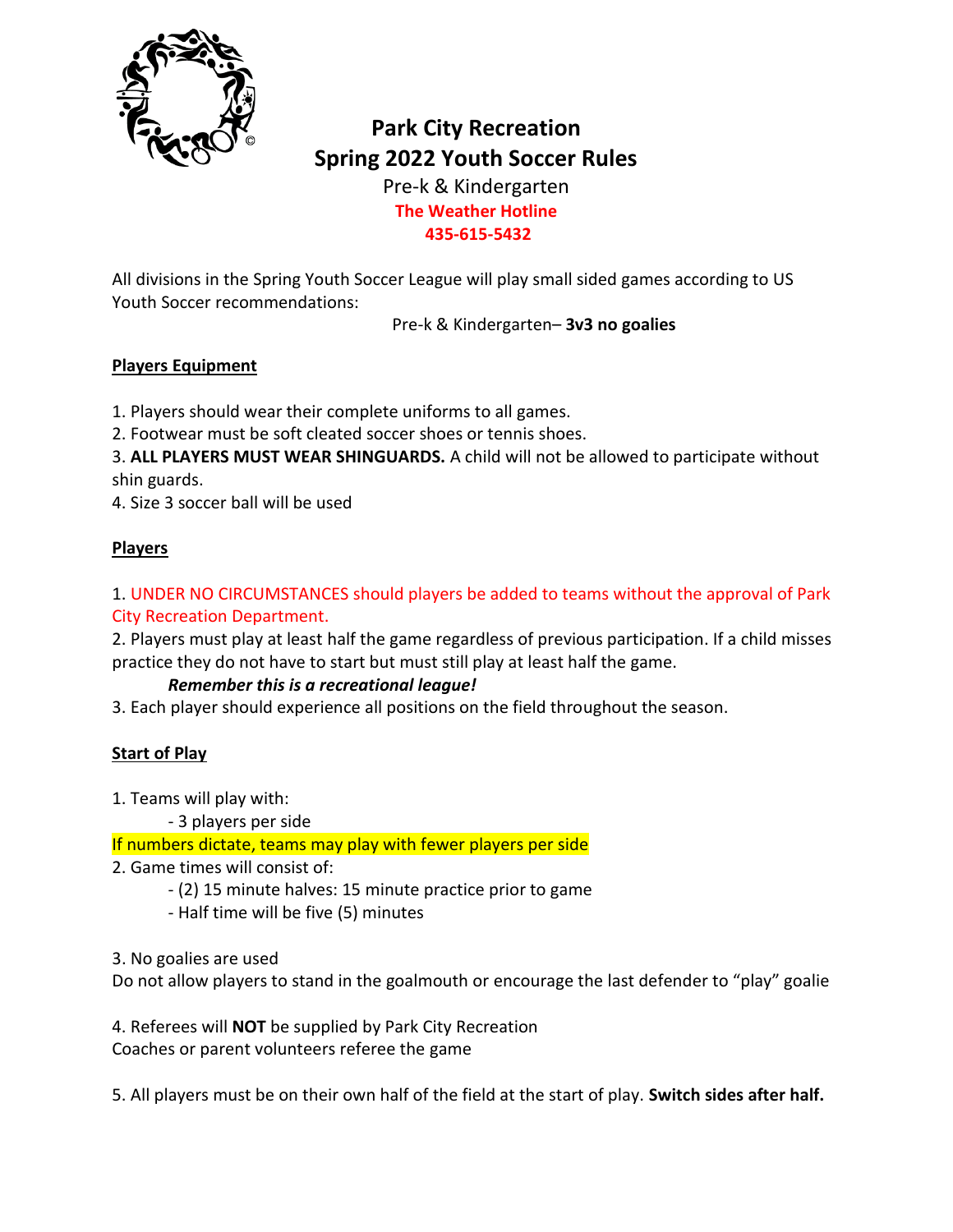# Park City Recreation
# Spring 2022 Youth Soccer Rules

Pre-k & Kindergarten

**The Weather Hotline**

**435-615-5432**

All divisions in the Spring Youth Soccer League will play small sided games according to US Youth Soccer recommendations:

Pre-k & Kindergarten– **3v3 no goalies**

## Players Equipment

1. Players should wear their complete uniforms to all games.
2. Footwear must be soft cleated soccer shoes or tennis shoes.
3. **ALL PLAYERS MUST WEAR SHINGUARDS.** A child will not be allowed to participate without shin guards.
4. Size 3 soccer ball will be used

## Players

1. UNDER NO CIRCUMSTANCES should players be added to teams without the approval of Park City Recreation Department.
2. Players must play at least half the game regardless of previous participation. If a child misses practice they do not have to start but must still play at least half the game.

   ***Remember this is a recreational league!***
3. Each player should experience all positions on the field throughout the season.

## Start of Play

1. Teams will play with:
   - 3 players per side

If numbers dictate, teams may play with fewer players per side

2. Game times will consist of:
   - (2) 15 minute halves: 15 minute practice prior to game
   - Half time will be five (5) minutes

3. No goalies are used

Do not allow players to stand in the goalmouth or encourage the last defender to "play" goalie

4. Referees will **NOT** be supplied by Park City Recreation

Coaches or parent volunteers referee the game

5. All players must be on their own half of the field at the start of play. **Switch sides after half.**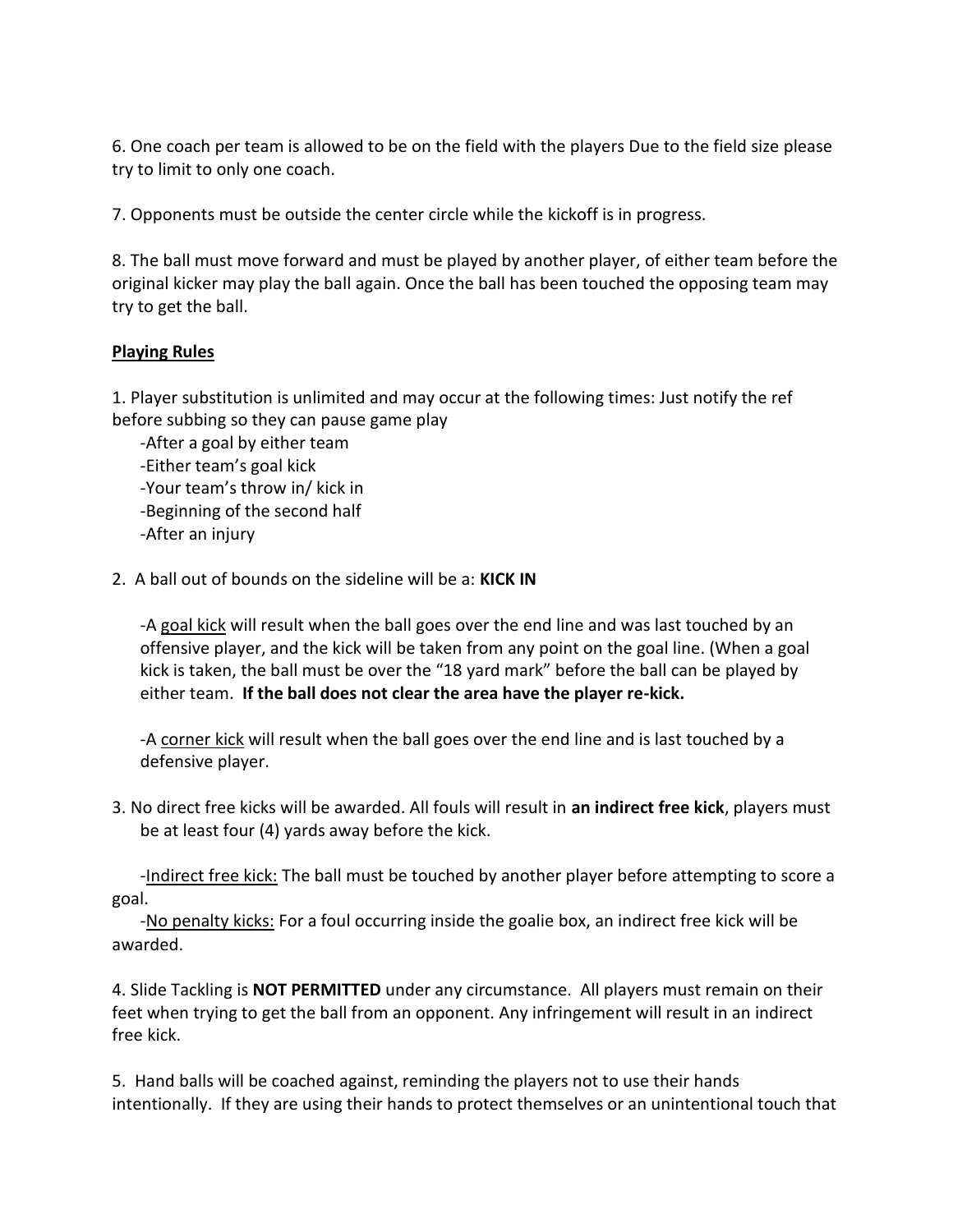6. One coach per team is allowed to be on the field with the players Due to the field size please try to limit to only one coach.

7. Opponents must be outside the center circle while the kickoff is in progress.

8. The ball must move forward and must be played by another player, of either team before the original kicker may play the ball again. Once the ball has been touched the opposing team may try to get the ball.

**Playing Rules**

1. Player substitution is unlimited and may occur at the following times: Just notify the ref before subbing so they can pause game play
   - After a goal by either team
   - Either team's goal kick
   - Your team's throw in/ kick in
   - Beginning of the second half
   - After an injury

2. A ball out of bounds on the sideline will be a: **KICK IN**

   -A goal kick will result when the ball goes over the end line and was last touched by an offensive player, and the kick will be taken from any point on the goal line. (When a goal kick is taken, the ball must be over the "18 yard mark" before the ball can be played by either team. **If the ball does not clear the area have the player re-kick.**

   -A corner kick will result when the ball goes over the end line and is last touched by a defensive player.

3. No direct free kicks will be awarded. All fouls will result in **an indirect free kick**, players must be at least four (4) yards away before the kick.

   -Indirect free kick: The ball must be touched by another player before attempting to score a goal.

   -No penalty kicks: For a foul occurring inside the goalie box, an indirect free kick will be awarded.

4. Slide Tackling is **NOT PERMITTED** under any circumstance. All players must remain on their feet when trying to get the ball from an opponent. Any infringement will result in an indirect free kick.

5. Hand balls will be coached against, reminding the players not to use their hands intentionally. If they are using their hands to protect themselves or an unintentional touch that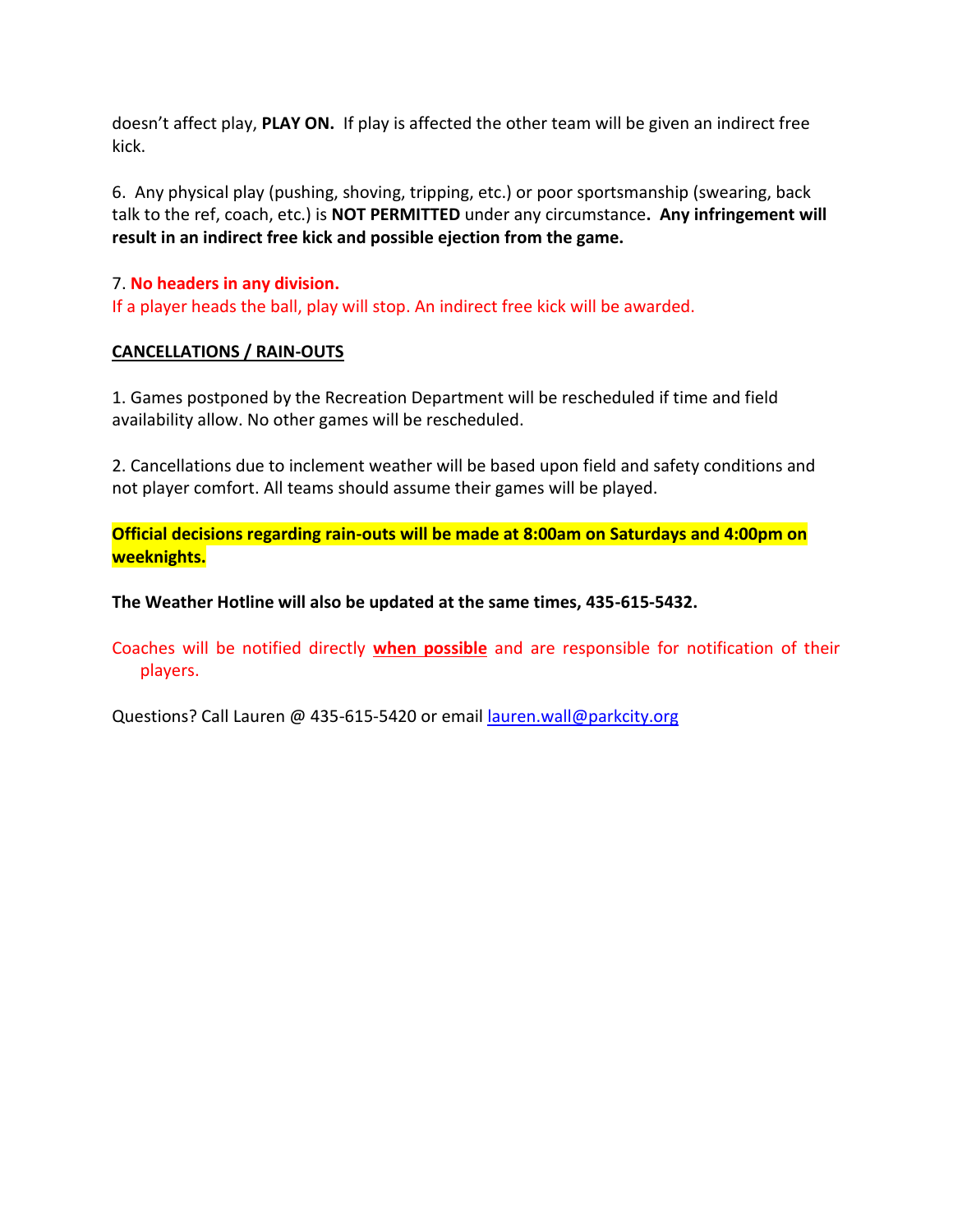doesn't affect play, **PLAY ON.** If play is affected the other team will be given an indirect free kick.

6. Any physical play (pushing, shoving, tripping, etc.) or poor sportsmanship (swearing, back talk to the ref, coach, etc.) is **NOT PERMITTED** under any circumstance**. Any infringement will result in an indirect free kick and possible ejection from the game.**

7. **No headers in any division.**
If a player heads the ball, play will stop. An indirect free kick will be awarded.

**CANCELLATIONS / RAIN-OUTS**

1. Games postponed by the Recreation Department will be rescheduled if time and field availability allow. No other games will be rescheduled.

2. Cancellations due to inclement weather will be based upon field and safety conditions and not player comfort. All teams should assume their games will be played.

**Official decisions regarding rain-outs will be made at 8:00am on Saturdays and 4:00pm on weeknights.**

**The Weather Hotline will also be updated at the same times, 435-615-5432.**

Coaches will be notified directly **when possible** and are responsible for notification of their players.

Questions? Call Lauren @ 435-615-5420 or email lauren.wall@parkcity.org